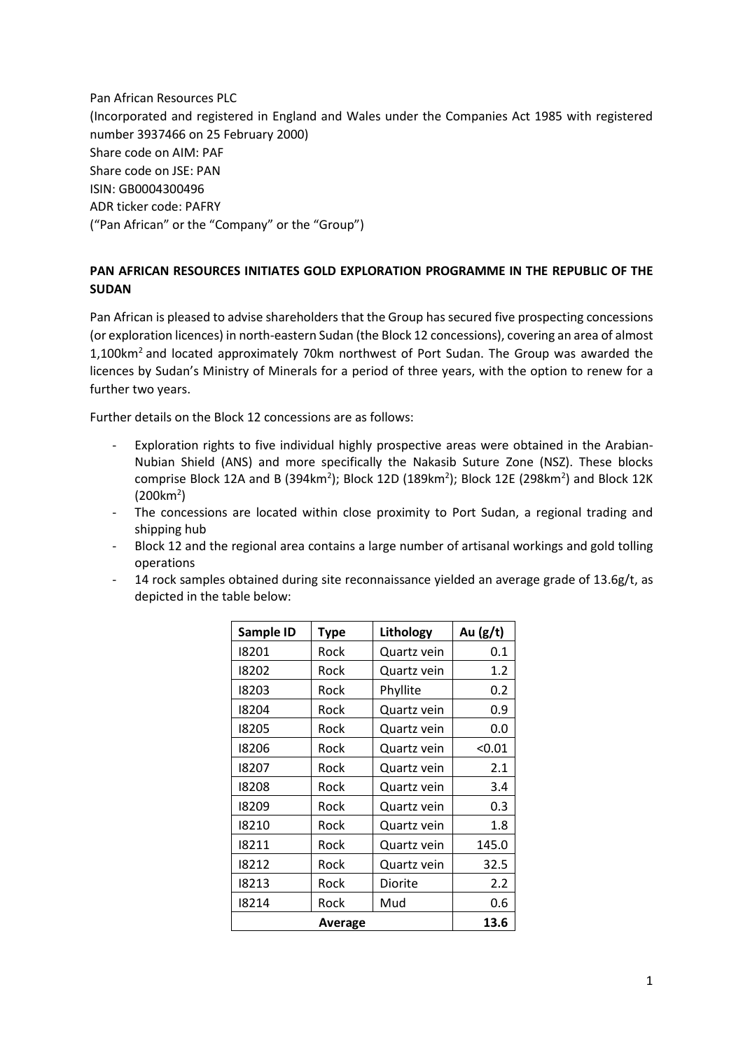Pan African Resources PLC
(Incorporated and registered in England and Wales under the Companies Act 1985 with registered number 3937466 on 25 February 2000)
Share code on AIM: PAF
Share code on JSE: PAN
ISIN: GB0004300496
ADR ticker code: PAFRY
("Pan African" or the "Company" or the "Group")

**PAN AFRICAN RESOURCES INITIATES GOLD EXPLORATION PROGRAMME IN THE REPUBLIC OF THE SUDAN**

Pan African is pleased to advise shareholders that the Group has secured five prospecting concessions (or exploration licences) in north-eastern Sudan (the Block 12 concessions), covering an area of almost 1,100km$^2$ and located approximately 70km northwest of Port Sudan. The Group was awarded the licences by Sudan's Ministry of Minerals for a period of three years, with the option to renew for a further two years.

Further details on the Block 12 concessions are as follows:

- Exploration rights to five individual highly prospective areas were obtained in the Arabian-Nubian Shield (ANS) and more specifically the Nakasib Suture Zone (NSZ). These blocks comprise Block 12A and B (394km$^2$); Block 12D (189km$^2$); Block 12E (298km$^2$) and Block 12K (200km$^2$)
- The concessions are located within close proximity to Port Sudan, a regional trading and shipping hub
- Block 12 and the regional area contains a large number of artisanal workings and gold tolling operations
- 14 rock samples obtained during site reconnaissance yielded an average grade of 13.6g/t, as depicted in the table below:

| Sample ID | Type | Lithology | Au (g/t) |
|---|---|---|---|
| I8201 | Rock | Quartz vein | 0.1 |
| I8202 | Rock | Quartz vein | 1.2 |
| I8203 | Rock | Phyllite | 0.2 |
| I8204 | Rock | Quartz vein | 0.9 |
| I8205 | Rock | Quartz vein | 0.0 |
| I8206 | Rock | Quartz vein | <0.01 |
| I8207 | Rock | Quartz vein | 2.1 |
| I8208 | Rock | Quartz vein | 3.4 |
| I8209 | Rock | Quartz vein | 0.3 |
| I8210 | Rock | Quartz vein | 1.8 |
| I8211 | Rock | Quartz vein | 145.0 |
| I8212 | Rock | Quartz vein | 32.5 |
| I8213 | Rock | Diorite | 2.2 |
| I8214 | Rock | Mud | 0.6 |
| **Average** | | | **13.6** |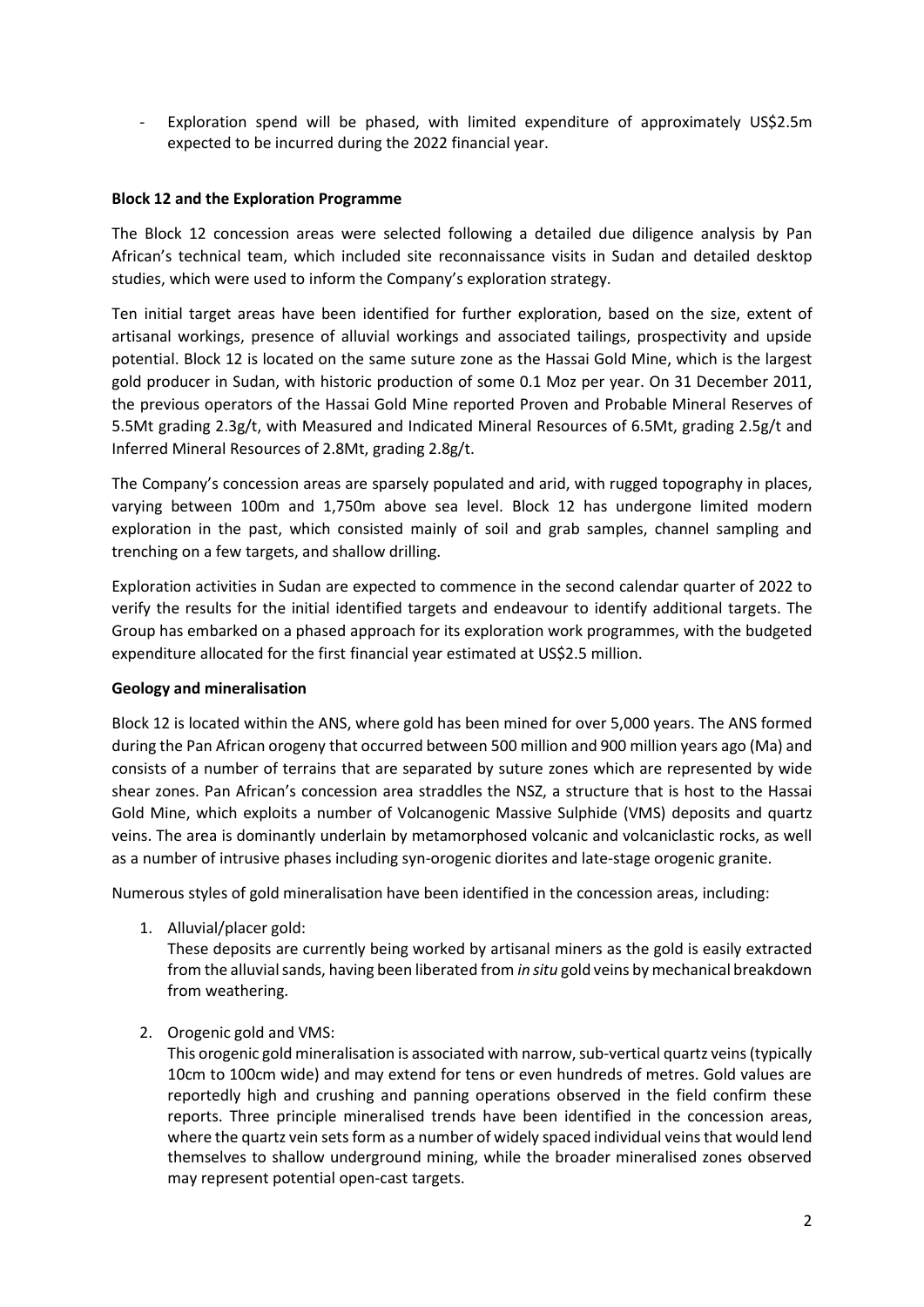- Exploration spend will be phased, with limited expenditure of approximately US$2.5m expected to be incurred during the 2022 financial year.

**Block 12 and the Exploration Programme**

The Block 12 concession areas were selected following a detailed due diligence analysis by Pan African's technical team, which included site reconnaissance visits in Sudan and detailed desktop studies, which were used to inform the Company's exploration strategy.

Ten initial target areas have been identified for further exploration, based on the size, extent of artisanal workings, presence of alluvial workings and associated tailings, prospectivity and upside potential. Block 12 is located on the same suture zone as the Hassai Gold Mine, which is the largest gold producer in Sudan, with historic production of some 0.1 Moz per year. On 31 December 2011, the previous operators of the Hassai Gold Mine reported Proven and Probable Mineral Reserves of 5.5Mt grading 2.3g/t, with Measured and Indicated Mineral Resources of 6.5Mt, grading 2.5g/t and Inferred Mineral Resources of 2.8Mt, grading 2.8g/t.

The Company's concession areas are sparsely populated and arid, with rugged topography in places, varying between 100m and 1,750m above sea level. Block 12 has undergone limited modern exploration in the past, which consisted mainly of soil and grab samples, channel sampling and trenching on a few targets, and shallow drilling.

Exploration activities in Sudan are expected to commence in the second calendar quarter of 2022 to verify the results for the initial identified targets and endeavour to identify additional targets. The Group has embarked on a phased approach for its exploration work programmes, with the budgeted expenditure allocated for the first financial year estimated at US$2.5 million.

**Geology and mineralisation**

Block 12 is located within the ANS, where gold has been mined for over 5,000 years. The ANS formed during the Pan African orogeny that occurred between 500 million and 900 million years ago (Ma) and consists of a number of terrains that are separated by suture zones which are represented by wide shear zones. Pan African's concession area straddles the NSZ, a structure that is host to the Hassai Gold Mine, which exploits a number of Volcanogenic Massive Sulphide (VMS) deposits and quartz veins. The area is dominantly underlain by metamorphosed volcanic and volcaniclastic rocks, as well as a number of intrusive phases including syn-orogenic diorites and late-stage orogenic granite.

Numerous styles of gold mineralisation have been identified in the concession areas, including:

1. Alluvial/placer gold:
   These deposits are currently being worked by artisanal miners as the gold is easily extracted from the alluvial sands, having been liberated from *in situ* gold veins by mechanical breakdown from weathering.

2. Orogenic gold and VMS:
   This orogenic gold mineralisation is associated with narrow, sub-vertical quartz veins (typically 10cm to 100cm wide) and may extend for tens or even hundreds of metres. Gold values are reportedly high and crushing and panning operations observed in the field confirm these reports. Three principle mineralised trends have been identified in the concession areas, where the quartz vein sets form as a number of widely spaced individual veins that would lend themselves to shallow underground mining, while the broader mineralised zones observed may represent potential open-cast targets.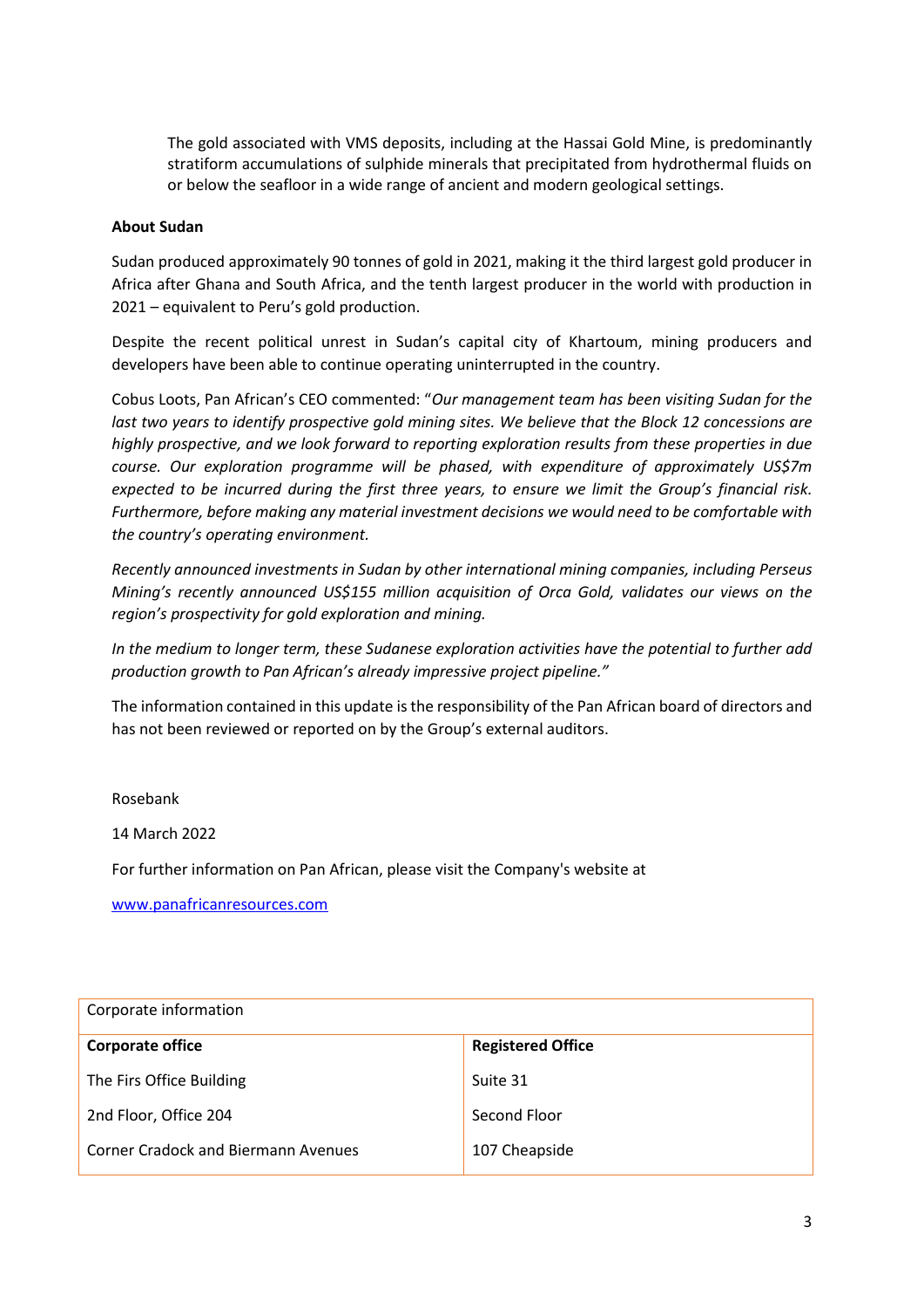The gold associated with VMS deposits, including at the Hassai Gold Mine, is predominantly stratiform accumulations of sulphide minerals that precipitated from hydrothermal fluids on or below the seafloor in a wide range of ancient and modern geological settings.

**About Sudan**

Sudan produced approximately 90 tonnes of gold in 2021, making it the third largest gold producer in Africa after Ghana and South Africa, and the tenth largest producer in the world with production in 2021 – equivalent to Peru's gold production.

Despite the recent political unrest in Sudan's capital city of Khartoum, mining producers and developers have been able to continue operating uninterrupted in the country.

Cobus Loots, Pan African's CEO commented: "*Our management team has been visiting Sudan for the last two years to identify prospective gold mining sites. We believe that the Block 12 concessions are highly prospective, and we look forward to reporting exploration results from these properties in due course. Our exploration programme will be phased, with expenditure of approximately US$7m expected to be incurred during the first three years, to ensure we limit the Group's financial risk. Furthermore, before making any material investment decisions we would need to be comfortable with the country's operating environment.*

*Recently announced investments in Sudan by other international mining companies, including Perseus Mining's recently announced US$155 million acquisition of Orca Gold, validates our views on the region's prospectivity for gold exploration and mining.*

*In the medium to longer term, these Sudanese exploration activities have the potential to further add production growth to Pan African's already impressive project pipeline.*"

The information contained in this update is the responsibility of the Pan African board of directors and has not been reviewed or reported on by the Group's external auditors.

Rosebank

14 March 2022

For further information on Pan African, please visit the Company's website at

www.panafricanresources.com

| Corporate information | |
|---|---|
| **Corporate office** | **Registered Office** |
| The Firs Office Building | Suite 31 |
| 2nd Floor, Office 204 | Second Floor |
| Corner Cradock and Biermann Avenues | 107 Cheapside |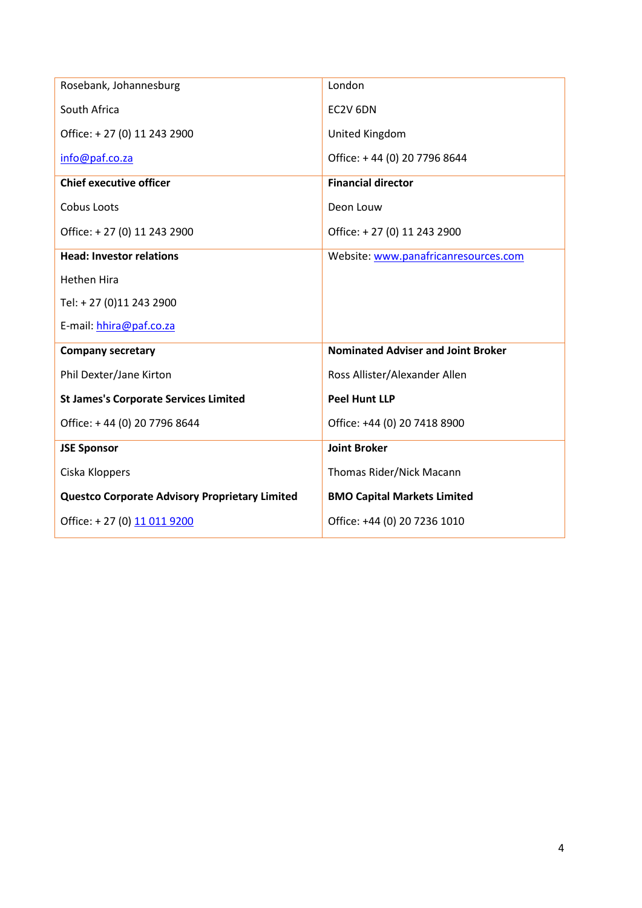| | |
|---|---|
| Rosebank, Johannesburg<br>South Africa<br>Office: + 27 (0) 11 243 2900<br>info@paf.co.za | London<br>EC2V 6DN<br>United Kingdom<br>Office: + 44 (0) 20 7796 8644 |
| **Chief executive officer**<br>Cobus Loots<br>Office: + 27 (0) 11 243 2900 | **Financial director**<br>Deon Louw<br>Office: + 27 (0) 11 243 2900 |
| **Head: Investor relations**<br>Hethen Hira<br>Tel: + 27 (0)11 243 2900<br>E-mail: hhira@paf.co.za | Website: www.panafricanresources.com |
| **Company secretary**<br>Phil Dexter/Jane Kirton<br>**St James's Corporate Services Limited**<br>Office: + 44 (0) 20 7796 8644 | **Nominated Adviser and Joint Broker**<br>Ross Allister/Alexander Allen<br>**Peel Hunt LLP**<br>Office: +44 (0) 20 7418 8900 |
| **JSE Sponsor**<br>Ciska Kloppers<br>**Questco Corporate Advisory Proprietary Limited**<br>Office: + 27 (0) 11 011 9200 | **Joint Broker**<br>Thomas Rider/Nick Macann<br>**BMO Capital Markets Limited**<br>Office: +44 (0) 20 7236 1010 |